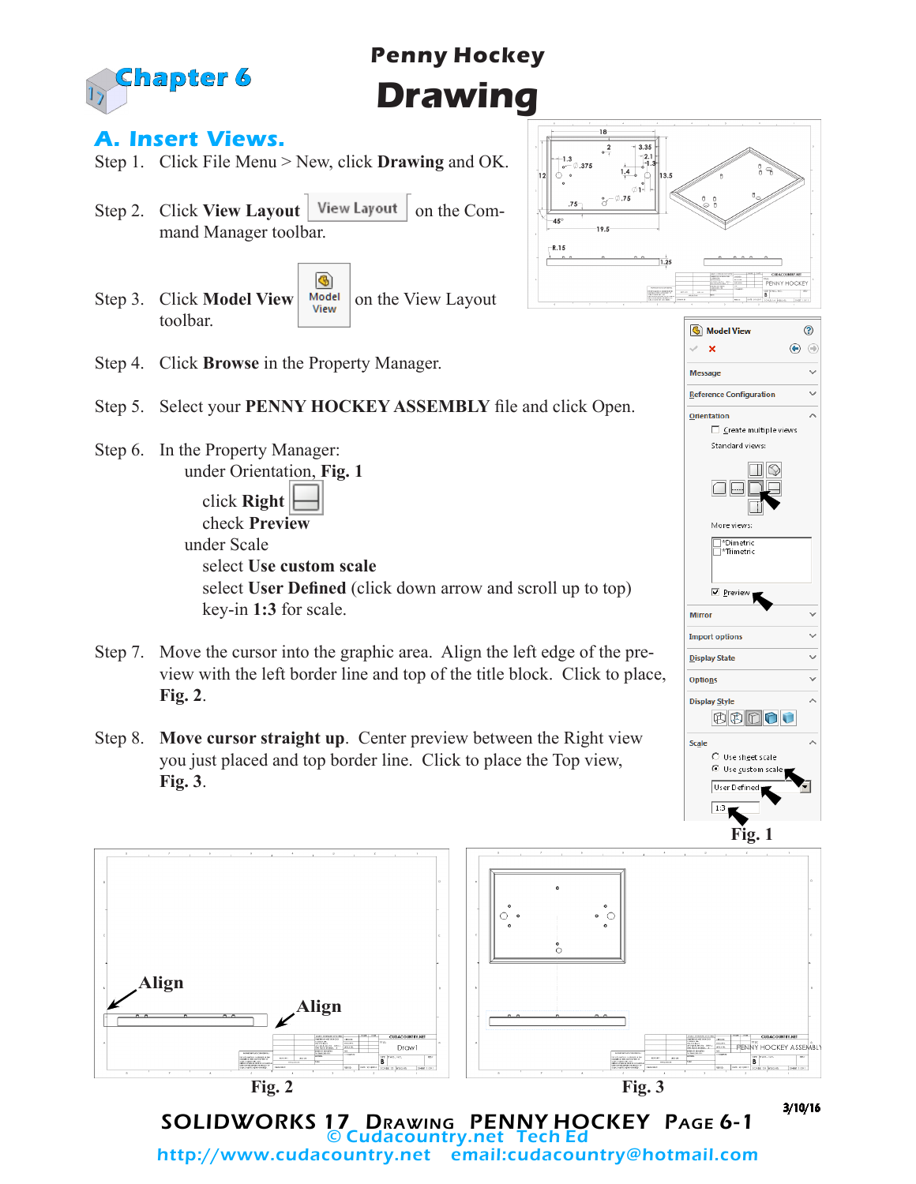# Chapter 6

## Penny Hockey

# Drawing

## A. Insert Views.

Step 1. Click File Menu > New, click **Drawing** and OK.

Step 2. Click **View Layout** View Layout on the Command Manager toolbar.

Step 3. Click **Model View** Model View on the View Layout toolbar.

Step 4. Click **Browse** in the Property Manager.

Step 5. Select your **PENNY HOCKEY ASSEMBLY** file and click Open.

Step 6. In the Property Manager:
   under Orientation, **Fig. 1**
      click **Right**
      check **Preview**
   under Scale
      select **Use custom scale**
      select **User Defined** (click down arrow and scroll up to top)
      key-in **1:3** for scale.

Step 7. Move the cursor into the graphic area. Align the left edge of the preview with the left border line and top of the title block. Click to place, **Fig. 2**.

Step 8. **Move cursor straight up**. Center preview between the Right view you just placed and top border line. Click to place the Top view, **Fig. 3**.

Fig. 1

Align

Align

Fig. 2

Fig. 3

3/10/16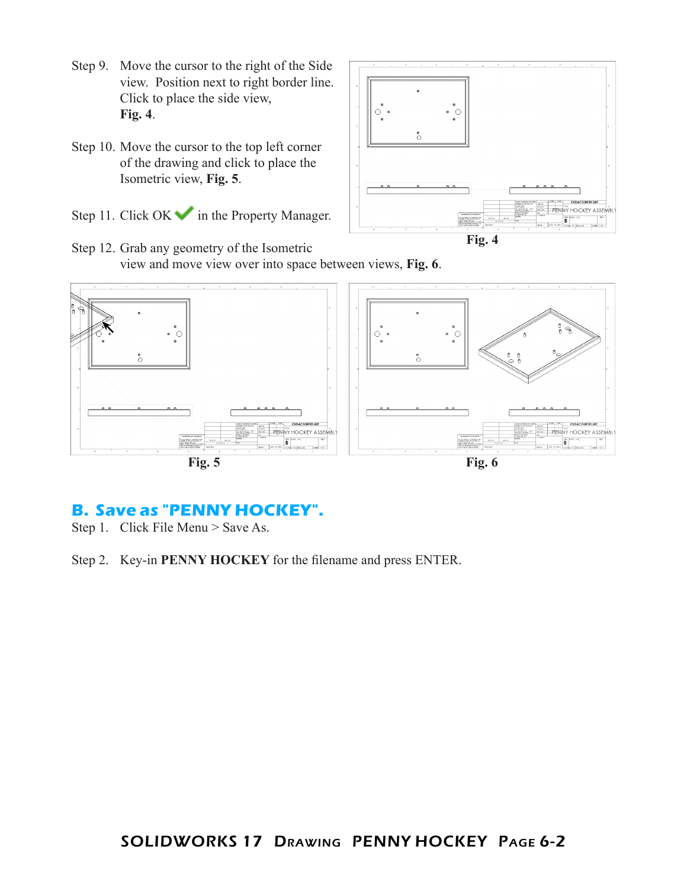Step 9. Move the cursor to the right of the Side view. Position next to right border line. Click to place the side view, **Fig. 4**.

Step 10. Move the cursor to the top left corner of the drawing and click to place the Isometric view, **Fig. 5**.

Step 11. Click OK in the Property Manager.

Fig. 4

Step 12. Grab any geometry of the Isometric view and move view over into space between views, **Fig. 6**.

Fig. 5

Fig. 6

## B. Save as "PENNY HOCKEY".

Step 1. Click File Menu > Save As.

Step 2. Key-in **PENNY HOCKEY** for the filename and press ENTER.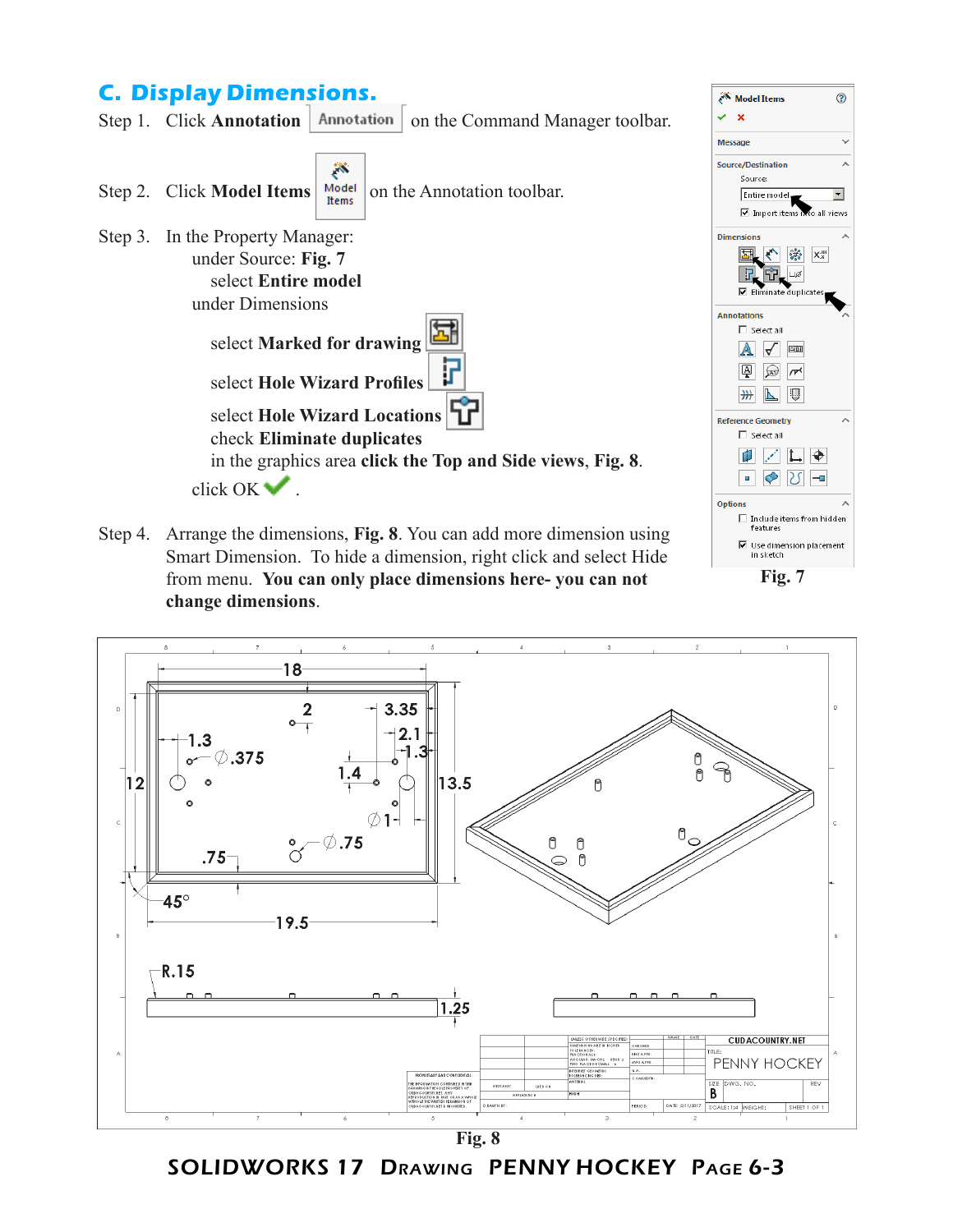## C. Display Dimensions.

Step 1. Click **Annotation** Annotation on the Command Manager toolbar.

Step 2. Click **Model Items** Model Items on the Annotation toolbar.

Step 3. In the Property Manager:

under Source: **Fig. 7**

select **Entire model**

under Dimensions

select **Marked for drawing**

select **Hole Wizard Profiles**

select **Hole Wizard Locations**

check **Eliminate duplicates**

in the graphics area **click the Top and Side views**, **Fig. 8**.

click OK ✓ .

Step 4. Arrange the dimensions, **Fig. 8**. You can add more dimension using Smart Dimension. To hide a dimension, right click and select Hide from menu. **You can only place dimensions here- you can not change dimensions**.

**Fig. 7**

**Fig. 8**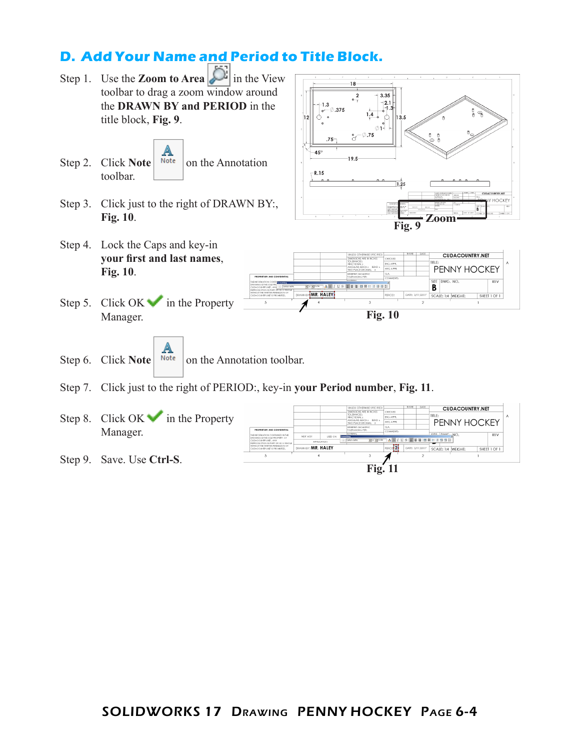## D. Add Your Name and Period to Title Block.

Step 1. Use the **Zoom to Area** in the View toolbar to drag a zoom window around the **DRAWN BY and PERIOD** in the title block, **Fig. 9**.

Step 2. Click **Note** on the Annotation toolbar.

Step 3. Click just to the right of DRAWN BY:, **Fig. 10**.

Step 4. Lock the Caps and key-in **your first and last names**, **Fig. 10**.

Step 5. Click OK in the Property Manager.

Fig. 9

Fig. 10

Step 6. Click **Note** on the Annotation toolbar.

Step 7. Click just to the right of PERIOD:, key-in **your Period number**, **Fig. 11**.

Step 8. Click OK in the Property Manager.

Step 9. Save. Use **Ctrl-S**.

Fig. 11